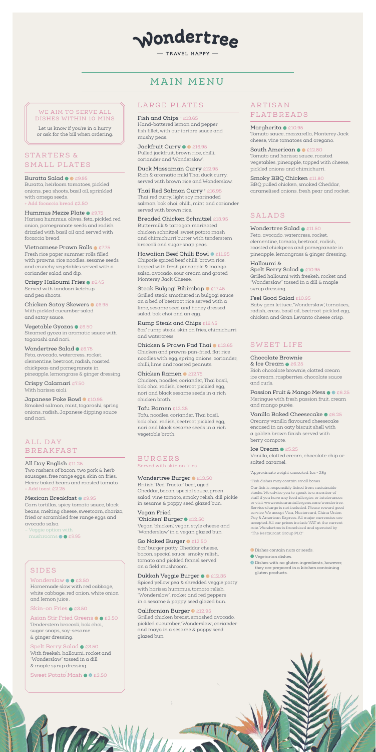# Wondertree

— TRAVEL HAPPY —

## MAIN MENU

**WE AIM TO SERVE ALL DISHES WITHIN 10 MINS**

Let us know if you're in a hurry or ask for the bill when ordering.

## STARTERS & SMALL PLATES

**Buratta Salad** £9.95
Buratta, heirloom tomatoes, pickled onions, pea shoots, basil oil, sprinkled with omega seeds.
+ Add focaccia bread £2.50

**Hummus Mezze Plate** £9.75
Harissa hummus, olives, feta, pickled red onion, pomegranate seeds and radish drizzled with basil oil and served with focaccia bread.

**Vietnamese Prawn Rolls** £7.75
Fresh rice paper summer rolls filled with prawns, rice noodles, sesame seeds and crunchy vegetables served with a coriander salad and dip.

**Crispy Halloumi Fries** £6.45
Served with tandoori ketchup and pea shoots.

**Chicken Satay Skewers** £6.95
With pickled cucumber salad and satay sauce.

**Vegetable Gyozas** £6.50
Steamed gyoza in aromatic sauce with togarashi and nori.

**Wondertree Salad** £6.75
Feta, avocado, watercress, rocket, clementine, beetroot, radish, roasted chickpeas and pomegranate in pineapple, lemongrass & ginger dressing.

**Crispy Calamari** £7.50
With harissa aioli.

**Japanese Poke Bowl** £10.95
Smoked salmon, mint, togarashi, spring onions, radish, Japanese dipping sauce and nori.

## ALL DAY BREAKFAST

**All Day English** £11.25
Two rashers of bacon, two pork & herb sausages, free range eggs, skin on fries, Heinz baked beans and roasted tomato.
+ Add toast £2.25

**Mexican Breakfast** £9.95
Corn tortillas, spicy tomato sauce, black beans, melting cheese, sweetcorn, chorizo, fried or scrambled free range eggs and avocado salsa.
– Veggie option with mushrooms £9.95

## SIDES

**Wonderslaw** £3.50
Homemade slaw with red cabbage, white cabbage, red onion, white onion and lemon juice.

**Skin-on Fries** £3.50

**Asian Stir Fried Greens** £3.50
Tenderstem broccoli, bok choi, sugar snaps, soy-sesame & ginger dressing.

**Spelt Berry Salad** £3.50
With freekeh, halloumi, rocket and "Wonderslaw" tossed in a dill & maple syrup dressing.

**Sweet Potato Mash** £3.50

## LARGE PLATES

**Fish and Chips** † £13.65
Hand-battered lemon and pepper fish fillet, with our tartare sauce and mushy peas.

**Jackfruit Curry** £16.95
Pulled jackfruit, brown rice, chilli, coriander and 'Wonderslaw'.

**Duck Massaman Curry** £12.95
Rich & aromatic mild Thai duck curry, served with brown rice and Wonderslaw.

**Thai Red Salmon Curry** † £16.95
Thai red curry, light soy marinaded salmon, bok choi, chilli, mint and coriander served with brown rice.

**Breaded Chicken Schnitzel** £13.95
Buttermilk & tarragon marinated chicken schnitzel, sweet potato mash and chimichurri butter with tenderstem broccoli and sugar snap peas.

**Hawaiian Beef Chilli Bowl** £11.95
Chipotle spiced beef chilli, brown rice, topped with fresh pineapple & mango salsa, avocado, sour cream and grated Monterey Jack Cheese.

**Steak Bulgogi Bibimbap** £17.45
Grilled steak smothered in bulgogi sauce on a bed of beetroot rice served with a lime, sesame seed and honey dressed salad, bok choi and an egg.

**Rump Steak and Chips** £16.45
6oz* rump steak, skin on fries, chimichurri and watercress.

**Chicken & Prawn Pad Thai** £13.65
Chicken and prawns pan-fried, flat rice noodles with egg, spring onions, coriander, chilli, lime and roasted peanuts.

**Chicken Ramen** £12.75
Chicken, noodles, coriander, Thai basil, bok choi, radish, beetroot pickled egg, nori and black sesame seeds in a rich chicken broth.

**Tofu Ramen** £12.25
Tofu, noodles, coriander, Thai basil, bok choi, radish, beetroot pickled egg, nori and black sesame seeds in a rich vegetable broth.

## BURGERS

Served with skin on fries

**Wondertree Burger** £13.50
British 'Red Tractor' beef, aged Cheddar, bacon, special sauce, green salad, vine tomato, smoky relish, dill pickle in sesame & poppy seed glazed bun.

**Vegan Fried 'Chicken' Burger** £12.50
Vegan 'chicken', vegan style cheese and 'Wonderslaw' in a vegan glazed bun.

**Go Naked Burger** £12.50
6oz* burger patty, Cheddar cheese, bacon, special sauce, smoky relish, tomato and pickled fennel served on a field mushroom.

**Dukkah Veggie Burger** £12.35
Spiced yellow pea & shredded veggie patty with harissa hummus, tomato relish, "Wonderslaw", rocket and red peppers in a sesame & poppy seed glazed bun.

**Californian Burger** £12.95
Grilled chicken breast, smashed avocado, pickled cucumber, 'Wonderslaw', coriander and mayo in a sesame & poppy seed glazed bun.

## ARTISAN FLATBREADS

**Margherita** £10.95
Tomato sauce, mozzarella, Monterey Jack cheese, vine tomatoes and oregano.

**South American** £12.80
Tomato and harissa sauce, roasted vegetables, pineapple, topped with cheese, pickled onions and chimichurri.

**Smoky BBQ Chicken** £11.80
BBQ pulled chicken, smoked Cheddar, caramelised onions, fresh pear and rocket.

## SALADS

**Wondertree Salad** £11.50
Feta, avocado, watercress, rocket, clementine, tomato, beetroot, radish, roasted chickpeas and pomegranate in pineapple, lemongrass & ginger dressing.

**Halloumi & Spelt Berry Salad** £10.95
Grilled halloumi with freekeh, rocket and "Wonderslaw" tossed in a dill & maple syrup dressing.

**Feel Good Salad** £10.95
Baby gem lettuce, 'Wonderslaw', tomatoes, radish, cress, basil oil, beetroot pickled egg, chicken and Gran Levanto cheese crisp.

## SWEET LIFE

**Chocolate Brownie & Ice Cream** £6.25
Rich chocolate brownie, clotted cream ice cream, raspberries, chocolate sauce and curls.

**Passion Fruit & Mango Mess** £6.25
Meringue with fresh passion fruit, cream and mango purée.

**Vanilla Baked Cheesecake** £6.25
Creamy vanilla flavoured cheesecake encased in an oaty biscuit shell with a golden brown finish served with berry compote.

**Ice Cream** £5.25
Vanilla, clotted cream, chocolate chip or salted caramel.

*Approximate weight uncooked. 1oz = 28g

†Fish dishes may contain small bones

Our fish is responsibly fished from sustainable stocks. We advise you to speak to a member of staff if you have any food allergies or intolerances or visit www.restaurantallergens.com/wondertree. Service charge is not included. Please reward good service. We accept Visa, Mastercard, China Union Pay & American Express. All major currencies are accepted. All our prices include VAT at the current rate. Wondertree is franchised and operated by "The Restaurant Group PLC"

- Dishes contain nuts or seeds.
- Vegetarian dishes.
- Dishes with no gluten ingredients, however, they are prepared in a kitchen containing gluten products.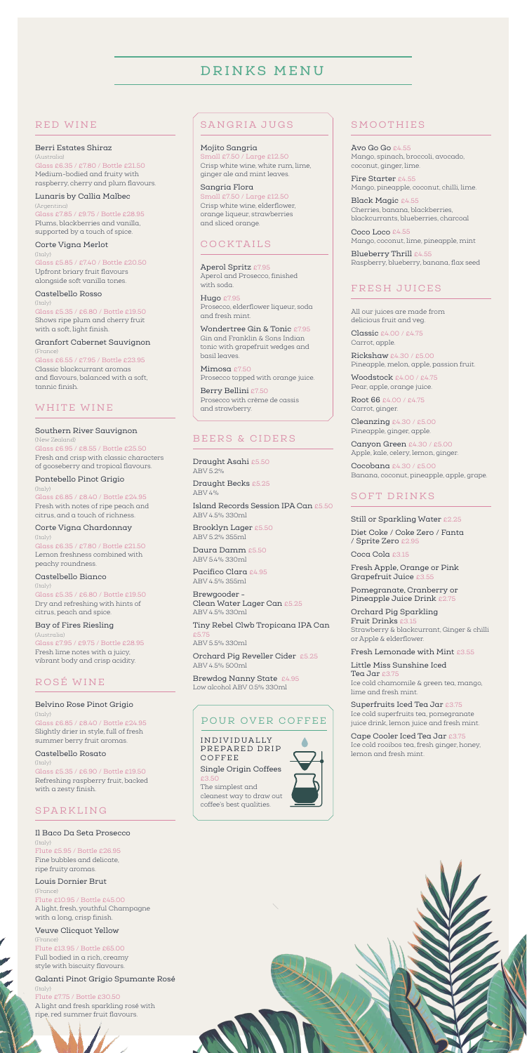# DRINKS MENU

## RED WINE

**Berri Estates Shiraz**
(Australia)
Glass £6.35 / £7.80 / Bottle £21.50
Medium-bodied and fruity with raspberry, cherry and plum flavours.

**Lunaris by Callia Malbec**
(Argentina)
Glass £7.85 / £9.75 / Bottle £28.95
Plums, blackberries and vanilla, supported by a touch of spice.

**Corte Vigna Merlot**
(Italy)
Glass £5.85 / £7.40 / Bottle £20.50
Upfront briary fruit flavours alongside soft vanilla tones.

**Castelbello Rosso**
(Italy)
Glass £5.35 / £6.80 / Bottle £19.50
Shows ripe plum and cherry fruit with a soft, light finish.

**Granfort Cabernet Sauvignon**
(France)
Glass £6.55 / £7.95 / Bottle £23.95
Classic blackcurrant aromas and flavours, balanced with a soft, tannic finish.

## WHITE WINE

**Southern River Sauvignon**
(New Zealand)
Glass £6.95 / £8.55 / Bottle £25.50
Fresh and crisp with classic characters of gooseberry and tropical flavours.

**Pontebello Pinot Grigio**
(Italy)
Glass £6.85 / £8.40 / Bottle £24.95
Fresh with notes of ripe peach and citrus, and a touch of richness.

**Corte Vigna Chardonnay**
(Italy)
Glass £6.35 / £7.80 / Bottle £21.50
Lemon freshness combined with peachy roundness.

**Castelbello Bianco**
(Italy)
Glass £5.35 / £6.80 / Bottle £19.50
Dry and refreshing with hints of citrus, peach and spice.

**Bay of Fires Riesling**
(Australia)
Glass £7.95 / £9.75 / Bottle £28.95
Fresh lime notes with a juicy, vibrant body and crisp acidity.

## ROSÉ WINE

**Belvino Rose Pinot Grigio**
(Italy)
Glass £6.85 / £8.40 / Bottle £24.95
Slightly drier in style, full of fresh summer berry fruit aromas.

**Castelbello Rosato**
(Italy)
Glass £5.35 / £6.90 / Bottle £19.50
Refreshing raspberry fruit, backed with a zesty finish.

## SPARKLING

**Il Baco Da Seta Prosecco**
(Italy)
Flute £5.95 / Bottle £26.95
Fine bubbles and delicate, ripe fruity aromas.

**Louis Dornier Brut**
(France)
Flute £10.95 / Bottle £45.00
A light, fresh, youthful Champagne with a long, crisp finish.

**Veuve Clicquot Yellow**
(France)
Flute £13.95 / Bottle £65.00
Full bodied in a rich, creamy style with biscuity flavours.

**Galanti Pinot Grigio Spumante Rosé**
(Italy)
Flute £7.75 / Bottle £30.50
A light and fresh sparkling rosé with ripe, red summer fruit flavours.

## SANGRIA JUGS

**Mojito Sangria**
Small £7.50 / Large £12.50
Crisp white wine, white rum, lime, ginger ale and mint leaves.

**Sangria Flora**
Small £7.50 / Large £12.50
Crisp white wine, elderflower, orange liqueur, strawberries and sliced orange.

## COCKTAILS

**Aperol Spritz** £7.95
Aperol and Prosecco, finished with soda.

**Hugo** £7.95
Prosecco, elderflower liqueur, soda and fresh mint.

**Wondertree Gin & Tonic** £7.95
Gin and Franklin & Sons Indian tonic with grapefruit wedges and basil leaves.

**Mimosa** £7.50
Prosecco topped with orange juice.

**Berry Bellini** £7.50
Prosecco with crème de cassis and strawberry.

## BEERS & CIDERS

**Draught Asahi** £5.50
ABV 5.2%

**Draught Becks** £5.25
ABV 4%

**Island Records Session IPA Can** £5.50
ABV 4.5% 330ml

**Brooklyn Lager** £5.50
ABV 5.2% 355ml

**Daura Damm** £5.50
ABV 5.4% 330ml

**Pacifico Clara** £4.95
ABV 4.5% 355ml

**Brewgooder - Clean Water Lager Can** £5.25
ABV 4.5% 330ml

**Tiny Rebel Clwb Tropicana IPA Can** £5.75
ABV 5.5% 330ml

**Orchard Pig Reveller Cider** £5.25
ABV 4.5% 500ml

**Brewdog Nanny State** £4.95
Low alcohol ABV 0.5% 330ml

## POUR OVER COFFEE

INDIVIDUALLY PREPARED DRIP COFFEE

**Single Origin Coffees**
£3.50
The simplest and cleanest way to draw out coffee's best qualities.

## SMOOTHIES

**Avo Go Go** £4.55
Mango, spinach, broccoli, avocado, coconut, ginger, lime.

**Fire Starter** £4.55
Mango, pineapple, coconut, chilli, lime.

**Black Magic** £4.55
Cherries, banana, blackberries, blackcurrants, blueberries, charcoal

**Coco Loco** £4.55
Mango, coconut, lime, pineapple, mint

**Blueberry Thrill** £4.55
Raspberry, blueberry, banana, flax seed

## FRESH JUICES

All our juices are made from delicious fruit and veg.

**Classic** £4.00 / £4.75
Carrot, apple.

**Rickshaw** £4.30 / £5.00
Pineapple, melon, apple, passion fruit.

**Woodstock** £4.00 / £4.75
Pear, apple, orange juice.

**Root 66** £4.00 / £4.75
Carrot, ginger.

**Cleanzing** £4.30 / £5.00
Pineapple, ginger, apple.

**Canyon Green** £4.30 / £5.00
Apple, kale, celery, lemon, ginger.

**Cocobana** £4.30 / £5.00
Banana, coconut, pineapple, apple, grape.

## SOFT DRINKS

**Still or Sparkling Water** £2.25

**Diet Coke / Coke Zero / Fanta / Sprite Zero** £2.95

**Coca Cola** £3.15

**Fresh Apple, Orange or Pink Grapefruit Juice** £3.55

**Pomegranate, Cranberry or Pineapple Juice Drink** £2.75

**Orchard Pig Sparkling Fruit Drinks** £3.15
Strawberry & blackcurrant, Ginger & chilli or Apple & elderflower.

**Fresh Lemonade with Mint** £3.55

**Little Miss Sunshine Iced Tea Jar** £3.75
Ice cold chamomile & green tea, mango, lime and fresh mint.

**Superfruits Iced Tea Jar** £3.75
Ice cold superfruits tea, pomegranate juice drink, lemon juice and fresh mint.

**Cape Cooler Iced Tea Jar** £3.75
Ice cold rooibos tea, fresh ginger, honey, lemon and fresh mint.